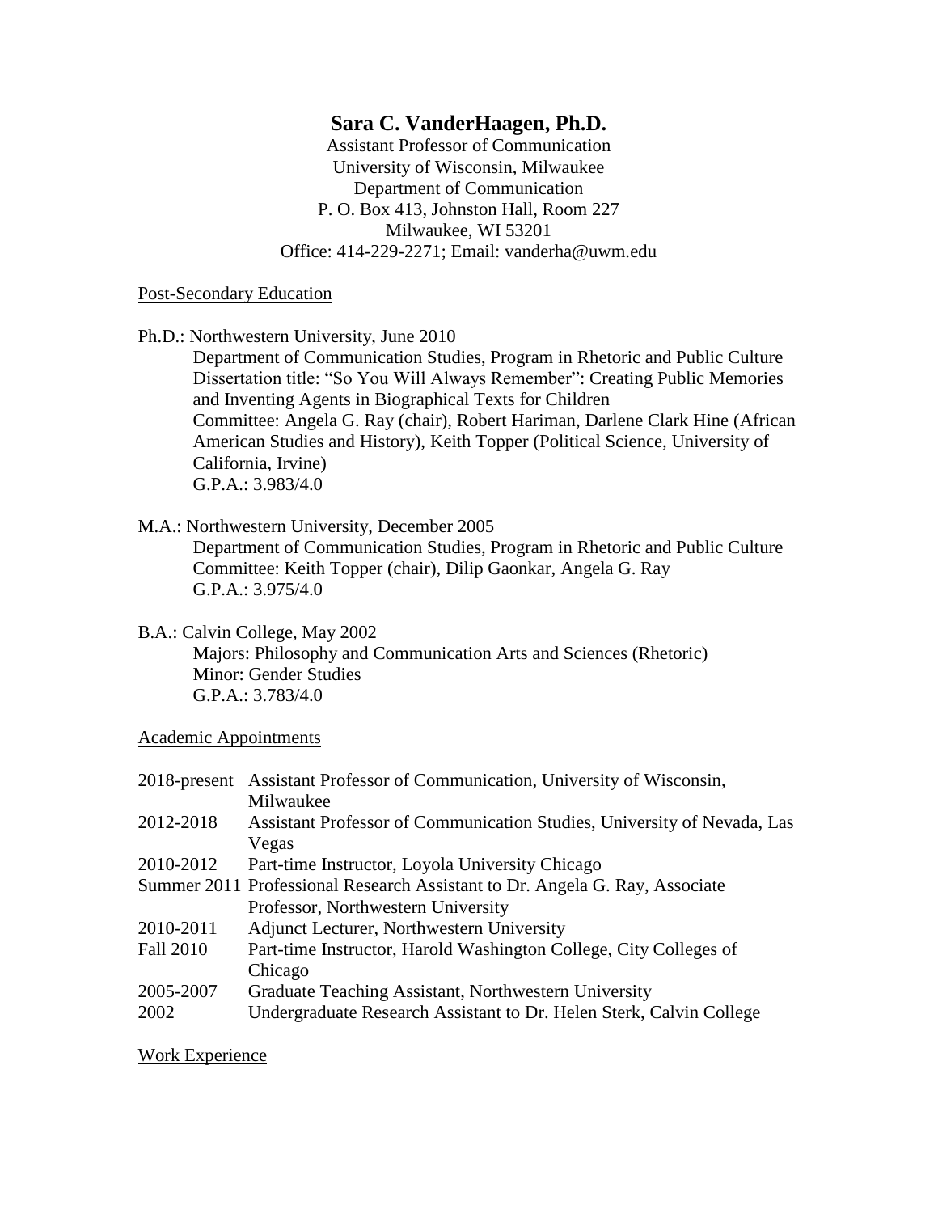# Sara C. VanderHaagen, Ph.D.

Assistant Professor of Communication
University of Wisconsin, Milwaukee
Department of Communication
P. O. Box 413, Johnston Hall, Room 227
Milwaukee, WI 53201
Office: 414-229-2271; Email: vanderha@uwm.edu

## Post-Secondary Education

Ph.D.: Northwestern University, June 2010
Department of Communication Studies, Program in Rhetoric and Public Culture
Dissertation title: "So You Will Always Remember": Creating Public Memories and Inventing Agents in Biographical Texts for Children
Committee: Angela G. Ray (chair), Robert Hariman, Darlene Clark Hine (African American Studies and History), Keith Topper (Political Science, University of California, Irvine)
G.P.A.: 3.983/4.0

M.A.: Northwestern University, December 2005
Department of Communication Studies, Program in Rhetoric and Public Culture
Committee: Keith Topper (chair), Dilip Gaonkar, Angela G. Ray
G.P.A.: 3.975/4.0

B.A.: Calvin College, May 2002
Majors: Philosophy and Communication Arts and Sciences (Rhetoric)
Minor: Gender Studies
G.P.A.: 3.783/4.0

## Academic Appointments

| | |
|---|---|
| 2018-present | Assistant Professor of Communication, University of Wisconsin, Milwaukee |
| 2012-2018 | Assistant Professor of Communication Studies, University of Nevada, Las Vegas |
| 2010-2012 | Part-time Instructor, Loyola University Chicago |
| Summer 2011 | Professional Research Assistant to Dr. Angela G. Ray, Associate Professor, Northwestern University |
| 2010-2011 | Adjunct Lecturer, Northwestern University |
| Fall 2010 | Part-time Instructor, Harold Washington College, City Colleges of Chicago |
| 2005-2007 | Graduate Teaching Assistant, Northwestern University |
| 2002 | Undergraduate Research Assistant to Dr. Helen Sterk, Calvin College |

## Work Experience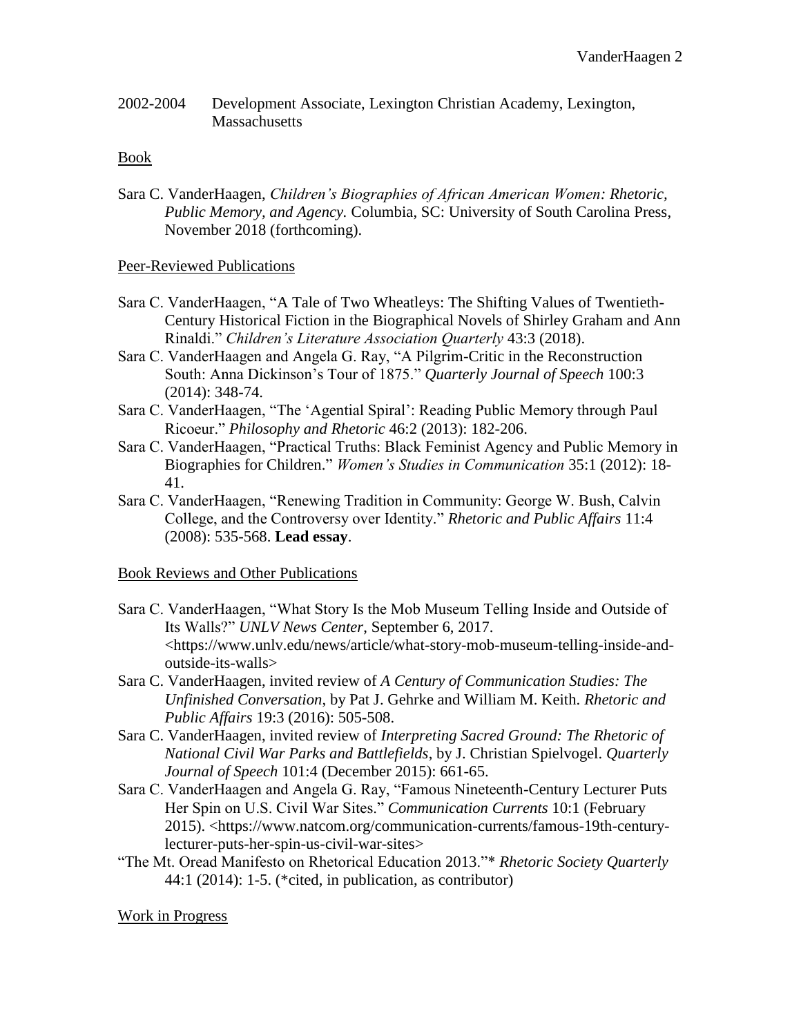2002-2004 Development Associate, Lexington Christian Academy, Lexington, Massachusetts

## Book

Sara C. VanderHaagen, *Children's Biographies of African American Women: Rhetoric, Public Memory, and Agency.* Columbia, SC: University of South Carolina Press, November 2018 (forthcoming).

## Peer-Reviewed Publications

Sara C. VanderHaagen, "A Tale of Two Wheatleys: The Shifting Values of Twentieth-Century Historical Fiction in the Biographical Novels of Shirley Graham and Ann Rinaldi." *Children's Literature Association Quarterly* 43:3 (2018).

Sara C. VanderHaagen and Angela G. Ray, "A Pilgrim-Critic in the Reconstruction South: Anna Dickinson's Tour of 1875." *Quarterly Journal of Speech* 100:3 (2014): 348-74.

Sara C. VanderHaagen, "The 'Agential Spiral': Reading Public Memory through Paul Ricoeur." *Philosophy and Rhetoric* 46:2 (2013): 182-206.

Sara C. VanderHaagen, "Practical Truths: Black Feminist Agency and Public Memory in Biographies for Children." *Women's Studies in Communication* 35:1 (2012): 18-41.

Sara C. VanderHaagen, "Renewing Tradition in Community: George W. Bush, Calvin College, and the Controversy over Identity." *Rhetoric and Public Affairs* 11:4 (2008): 535-568. **Lead essay**.

## Book Reviews and Other Publications

Sara C. VanderHaagen, "What Story Is the Mob Museum Telling Inside and Outside of Its Walls?" *UNLV News Center*, September 6, 2017. <https://www.unlv.edu/news/article/what-story-mob-museum-telling-inside-and-outside-its-walls>

Sara C. VanderHaagen, invited review of *A Century of Communication Studies: The Unfinished Conversation*, by Pat J. Gehrke and William M. Keith. *Rhetoric and Public Affairs* 19:3 (2016): 505-508.

Sara C. VanderHaagen, invited review of *Interpreting Sacred Ground: The Rhetoric of National Civil War Parks and Battlefields*, by J. Christian Spielvogel. *Quarterly Journal of Speech* 101:4 (December 2015): 661-65.

Sara C. VanderHaagen and Angela G. Ray, "Famous Nineteenth-Century Lecturer Puts Her Spin on U.S. Civil War Sites." *Communication Currents* 10:1 (February 2015). <https://www.natcom.org/communication-currents/famous-19th-century-lecturer-puts-her-spin-us-civil-war-sites>

"The Mt. Oread Manifesto on Rhetorical Education 2013."* *Rhetoric Society Quarterly* 44:1 (2014): 1-5. (*cited, in publication, as contributor)

## Work in Progress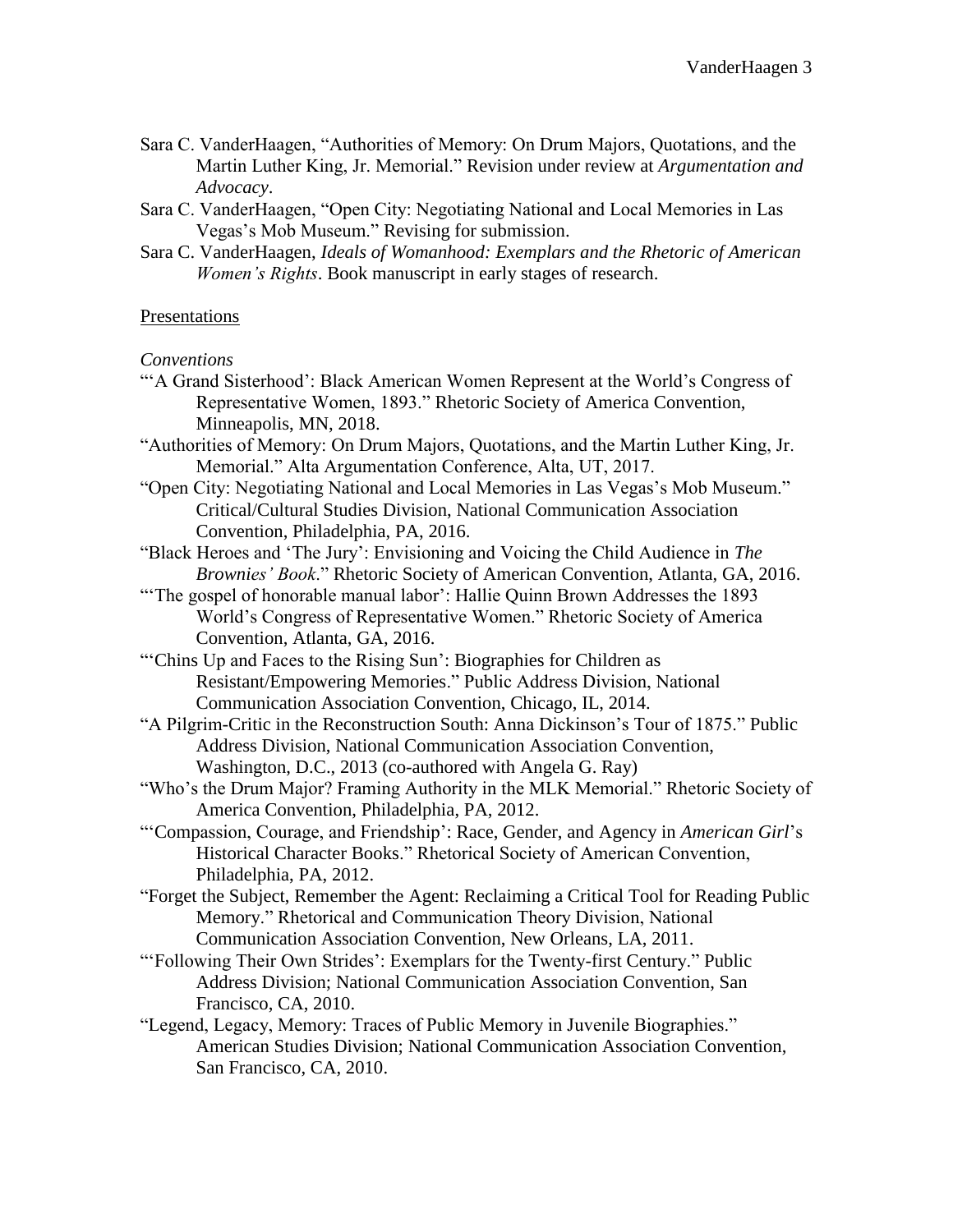Sara C. VanderHaagen, "Authorities of Memory: On Drum Majors, Quotations, and the Martin Luther King, Jr. Memorial." Revision under review at *Argumentation and Advocacy*.

Sara C. VanderHaagen, "Open City: Negotiating National and Local Memories in Las Vegas's Mob Museum." Revising for submission.

Sara C. VanderHaagen, *Ideals of Womanhood: Exemplars and the Rhetoric of American Women's Rights*. Book manuscript in early stages of research.

Presentations

*Conventions*

"'A Grand Sisterhood': Black American Women Represent at the World's Congress of Representative Women, 1893." Rhetoric Society of America Convention, Minneapolis, MN, 2018.

"Authorities of Memory: On Drum Majors, Quotations, and the Martin Luther King, Jr. Memorial." Alta Argumentation Conference, Alta, UT, 2017.

"Open City: Negotiating National and Local Memories in Las Vegas's Mob Museum." Critical/Cultural Studies Division, National Communication Association Convention, Philadelphia, PA, 2016.

"Black Heroes and 'The Jury': Envisioning and Voicing the Child Audience in *The Brownies' Book*." Rhetoric Society of American Convention, Atlanta, GA, 2016.

"'The gospel of honorable manual labor': Hallie Quinn Brown Addresses the 1893 World's Congress of Representative Women." Rhetoric Society of America Convention, Atlanta, GA, 2016.

"'Chins Up and Faces to the Rising Sun': Biographies for Children as Resistant/Empowering Memories." Public Address Division, National Communication Association Convention, Chicago, IL, 2014.

"A Pilgrim-Critic in the Reconstruction South: Anna Dickinson's Tour of 1875." Public Address Division, National Communication Association Convention, Washington, D.C., 2013 (co-authored with Angela G. Ray)

"Who's the Drum Major? Framing Authority in the MLK Memorial." Rhetoric Society of America Convention, Philadelphia, PA, 2012.

"'Compassion, Courage, and Friendship': Race, Gender, and Agency in *American Girl*'s Historical Character Books." Rhetorical Society of American Convention, Philadelphia, PA, 2012.

"Forget the Subject, Remember the Agent: Reclaiming a Critical Tool for Reading Public Memory." Rhetorical and Communication Theory Division, National Communication Association Convention, New Orleans, LA, 2011.

"'Following Their Own Strides': Exemplars for the Twenty-first Century." Public Address Division; National Communication Association Convention, San Francisco, CA, 2010.

"Legend, Legacy, Memory: Traces of Public Memory in Juvenile Biographies." American Studies Division; National Communication Association Convention, San Francisco, CA, 2010.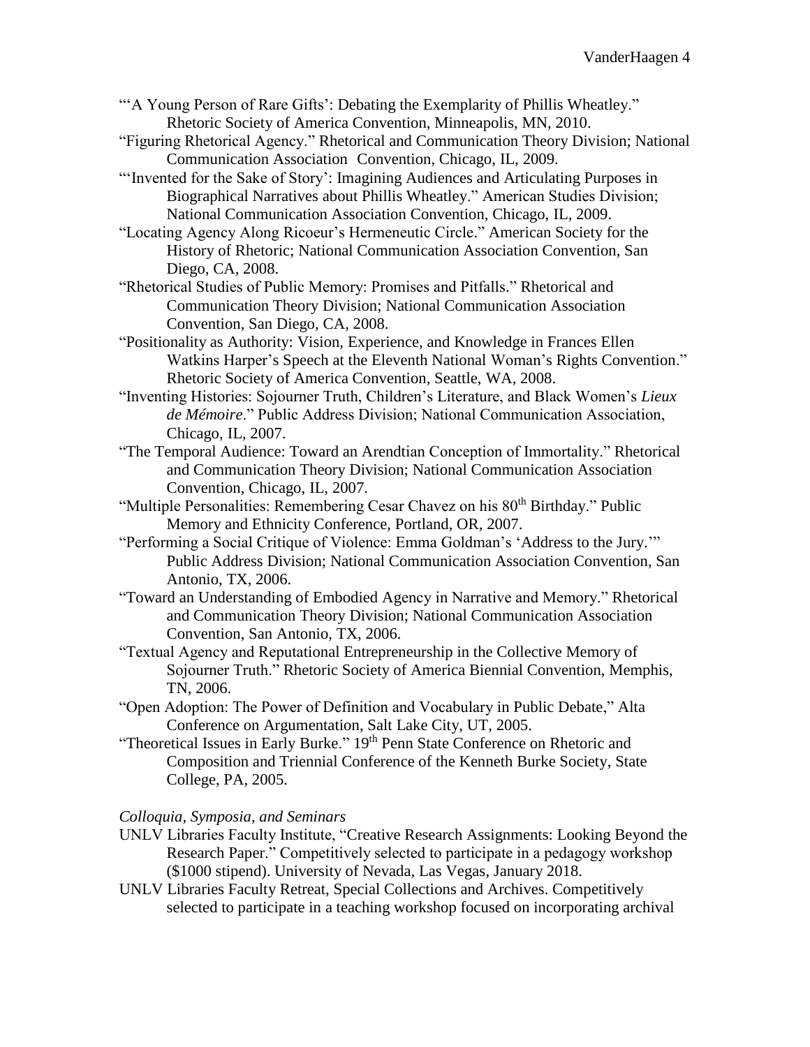"'A Young Person of Rare Gifts': Debating the Exemplarity of Phillis Wheatley." Rhetoric Society of America Convention, Minneapolis, MN, 2010.

"Figuring Rhetorical Agency." Rhetorical and Communication Theory Division; National Communication Association Convention, Chicago, IL, 2009.

"'Invented for the Sake of Story': Imagining Audiences and Articulating Purposes in Biographical Narratives about Phillis Wheatley." American Studies Division; National Communication Association Convention, Chicago, IL, 2009.

"Locating Agency Along Ricoeur's Hermeneutic Circle." American Society for the History of Rhetoric; National Communication Association Convention, San Diego, CA, 2008.

"Rhetorical Studies of Public Memory: Promises and Pitfalls." Rhetorical and Communication Theory Division; National Communication Association Convention, San Diego, CA, 2008.

"Positionality as Authority: Vision, Experience, and Knowledge in Frances Ellen Watkins Harper's Speech at the Eleventh National Woman's Rights Convention." Rhetoric Society of America Convention, Seattle, WA, 2008.

"Inventing Histories: Sojourner Truth, Children's Literature, and Black Women's *Lieux de Mémoire*." Public Address Division; National Communication Association, Chicago, IL, 2007.

"The Temporal Audience: Toward an Arendtian Conception of Immortality." Rhetorical and Communication Theory Division; National Communication Association Convention, Chicago, IL, 2007.

"Multiple Personalities: Remembering Cesar Chavez on his 80th Birthday." Public Memory and Ethnicity Conference, Portland, OR, 2007.

"Performing a Social Critique of Violence: Emma Goldman's 'Address to the Jury.'" Public Address Division; National Communication Association Convention, San Antonio, TX, 2006.

"Toward an Understanding of Embodied Agency in Narrative and Memory." Rhetorical and Communication Theory Division; National Communication Association Convention, San Antonio, TX, 2006.

"Textual Agency and Reputational Entrepreneurship in the Collective Memory of Sojourner Truth." Rhetoric Society of America Biennial Convention, Memphis, TN, 2006.

"Open Adoption: The Power of Definition and Vocabulary in Public Debate," Alta Conference on Argumentation, Salt Lake City, UT, 2005.

"Theoretical Issues in Early Burke." 19th Penn State Conference on Rhetoric and Composition and Triennial Conference of the Kenneth Burke Society, State College, PA, 2005.

*Colloquia, Symposia, and Seminars*

UNLV Libraries Faculty Institute, "Creative Research Assignments: Looking Beyond the Research Paper." Competitively selected to participate in a pedagogy workshop ($1000 stipend). University of Nevada, Las Vegas, January 2018.

UNLV Libraries Faculty Retreat, Special Collections and Archives. Competitively selected to participate in a teaching workshop focused on incorporating archival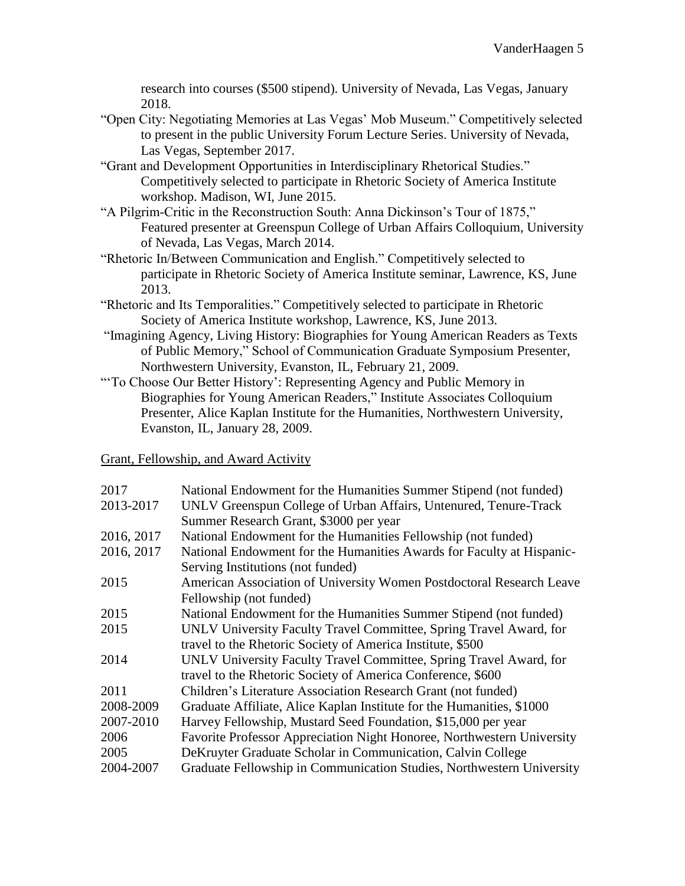research into courses ($500 stipend). University of Nevada, Las Vegas, January 2018.

"Open City: Negotiating Memories at Las Vegas' Mob Museum." Competitively selected to present in the public University Forum Lecture Series. University of Nevada, Las Vegas, September 2017.

"Grant and Development Opportunities in Interdisciplinary Rhetorical Studies." Competitively selected to participate in Rhetoric Society of America Institute workshop. Madison, WI, June 2015.

"A Pilgrim-Critic in the Reconstruction South: Anna Dickinson's Tour of 1875," Featured presenter at Greenspun College of Urban Affairs Colloquium, University of Nevada, Las Vegas, March 2014.

"Rhetoric In/Between Communication and English." Competitively selected to participate in Rhetoric Society of America Institute seminar, Lawrence, KS, June 2013.

"Rhetoric and Its Temporalities." Competitively selected to participate in Rhetoric Society of America Institute workshop, Lawrence, KS, June 2013.

"Imagining Agency, Living History: Biographies for Young American Readers as Texts of Public Memory," School of Communication Graduate Symposium Presenter, Northwestern University, Evanston, IL, February 21, 2009.

"'To Choose Our Better History': Representing Agency and Public Memory in Biographies for Young American Readers," Institute Associates Colloquium Presenter, Alice Kaplan Institute for the Humanities, Northwestern University, Evanston, IL, January 28, 2009.

## Grant, Fellowship, and Award Activity

| | |
|---|---|
| 2017 | National Endowment for the Humanities Summer Stipend (not funded) |
| 2013-2017 | UNLV Greenspun College of Urban Affairs, Untenured, Tenure-Track Summer Research Grant, $3000 per year |
| 2016, 2017 | National Endowment for the Humanities Fellowship (not funded) |
| 2016, 2017 | National Endowment for the Humanities Awards for Faculty at Hispanic-Serving Institutions (not funded) |
| 2015 | American Association of University Women Postdoctoral Research Leave Fellowship (not funded) |
| 2015 | National Endowment for the Humanities Summer Stipend (not funded) |
| 2015 | UNLV University Faculty Travel Committee, Spring Travel Award, for travel to the Rhetoric Society of America Institute, $500 |
| 2014 | UNLV University Faculty Travel Committee, Spring Travel Award, for travel to the Rhetoric Society of America Conference, $600 |
| 2011 | Children's Literature Association Research Grant (not funded) |
| 2008-2009 | Graduate Affiliate, Alice Kaplan Institute for the Humanities, $1000 |
| 2007-2010 | Harvey Fellowship, Mustard Seed Foundation, $15,000 per year |
| 2006 | Favorite Professor Appreciation Night Honoree, Northwestern University |
| 2005 | DeKruyter Graduate Scholar in Communication, Calvin College |
| 2004-2007 | Graduate Fellowship in Communication Studies, Northwestern University |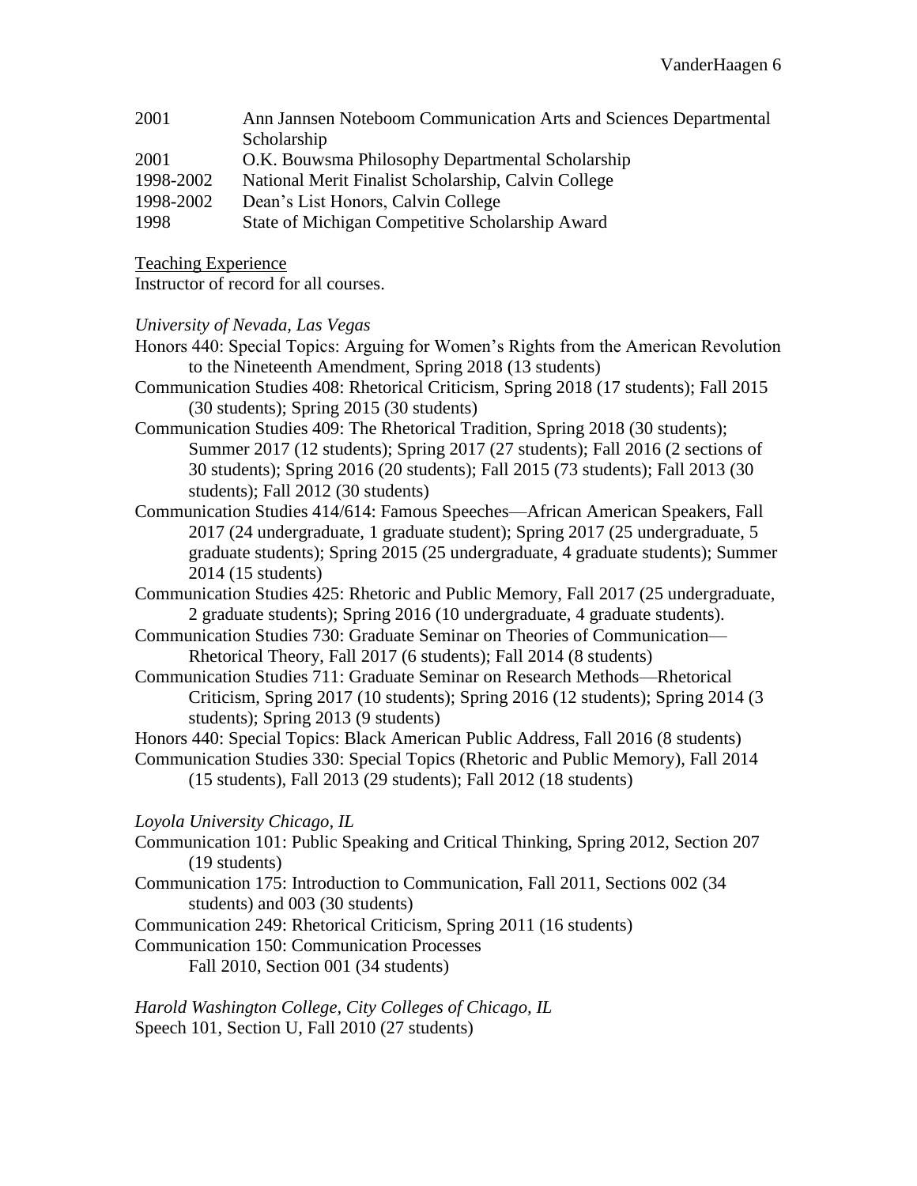| | |
|---|---|
| 2001 | Ann Jannsen Noteboom Communication Arts and Sciences Departmental Scholarship |
| 2001 | O.K. Bouwsma Philosophy Departmental Scholarship |
| 1998-2002 | National Merit Finalist Scholarship, Calvin College |
| 1998-2002 | Dean's List Honors, Calvin College |
| 1998 | State of Michigan Competitive Scholarship Award |

## Teaching Experience

Instructor of record for all courses.

*University of Nevada, Las Vegas*

Honors 440: Special Topics: Arguing for Women's Rights from the American Revolution to the Nineteenth Amendment, Spring 2018 (13 students)

Communication Studies 408: Rhetorical Criticism, Spring 2018 (17 students); Fall 2015 (30 students); Spring 2015 (30 students)

Communication Studies 409: The Rhetorical Tradition, Spring 2018 (30 students); Summer 2017 (12 students); Spring 2017 (27 students); Fall 2016 (2 sections of 30 students); Spring 2016 (20 students); Fall 2015 (73 students); Fall 2013 (30 students); Fall 2012 (30 students)

Communication Studies 414/614: Famous Speeches—African American Speakers, Fall 2017 (24 undergraduate, 1 graduate student); Spring 2017 (25 undergraduate, 5 graduate students); Spring 2015 (25 undergraduate, 4 graduate students); Summer 2014 (15 students)

Communication Studies 425: Rhetoric and Public Memory, Fall 2017 (25 undergraduate, 2 graduate students); Spring 2016 (10 undergraduate, 4 graduate students).

Communication Studies 730: Graduate Seminar on Theories of Communication—Rhetorical Theory, Fall 2017 (6 students); Fall 2014 (8 students)

Communication Studies 711: Graduate Seminar on Research Methods—Rhetorical Criticism, Spring 2017 (10 students); Spring 2016 (12 students); Spring 2014 (3 students); Spring 2013 (9 students)

Honors 440: Special Topics: Black American Public Address, Fall 2016 (8 students)

Communication Studies 330: Special Topics (Rhetoric and Public Memory), Fall 2014 (15 students), Fall 2013 (29 students); Fall 2012 (18 students)

*Loyola University Chicago, IL*

Communication 101: Public Speaking and Critical Thinking, Spring 2012, Section 207 (19 students)

Communication 175: Introduction to Communication, Fall 2011, Sections 002 (34 students) and 003 (30 students)

Communication 249: Rhetorical Criticism, Spring 2011 (16 students)

Communication 150: Communication Processes
Fall 2010, Section 001 (34 students)

*Harold Washington College, City Colleges of Chicago, IL*

Speech 101, Section U, Fall 2010 (27 students)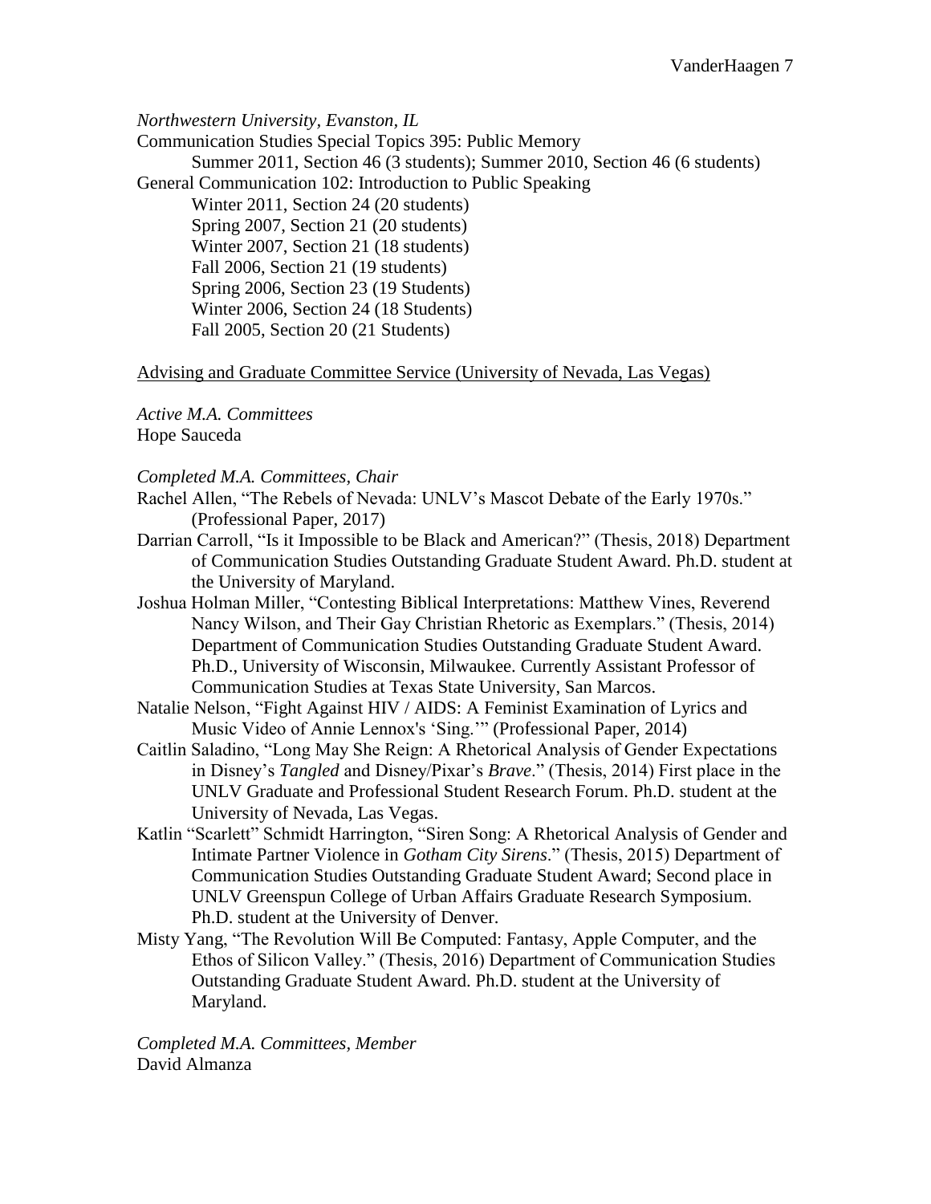*Northwestern University, Evanston, IL*

Communication Studies Special Topics 395: Public Memory

  Summer 2011, Section 46 (3 students); Summer 2010, Section 46 (6 students)

General Communication 102: Introduction to Public Speaking

  Winter 2011, Section 24 (20 students)
  Spring 2007, Section 21 (20 students)
  Winter 2007, Section 21 (18 students)
  Fall 2006, Section 21 (19 students)
  Spring 2006, Section 23 (19 Students)
  Winter 2006, Section 24 (18 Students)
  Fall 2005, Section 20 (21 Students)

<u>Advising and Graduate Committee Service (University of Nevada, Las Vegas)</u>

*Active M.A. Committees*

Hope Sauceda

*Completed M.A. Committees, Chair*

Rachel Allen, "The Rebels of Nevada: UNLV's Mascot Debate of the Early 1970s." (Professional Paper, 2017)

Darrian Carroll, "Is it Impossible to be Black and American?" (Thesis, 2018) Department of Communication Studies Outstanding Graduate Student Award. Ph.D. student at the University of Maryland.

Joshua Holman Miller, "Contesting Biblical Interpretations: Matthew Vines, Reverend Nancy Wilson, and Their Gay Christian Rhetoric as Exemplars." (Thesis, 2014) Department of Communication Studies Outstanding Graduate Student Award. Ph.D., University of Wisconsin, Milwaukee. Currently Assistant Professor of Communication Studies at Texas State University, San Marcos.

Natalie Nelson, "Fight Against HIV / AIDS: A Feminist Examination of Lyrics and Music Video of Annie Lennox's 'Sing.'" (Professional Paper, 2014)

Caitlin Saladino, "Long May She Reign: A Rhetorical Analysis of Gender Expectations in Disney's *Tangled* and Disney/Pixar's *Brave*." (Thesis, 2014) First place in the UNLV Graduate and Professional Student Research Forum. Ph.D. student at the University of Nevada, Las Vegas.

Katlin "Scarlett" Schmidt Harrington, "Siren Song: A Rhetorical Analysis of Gender and Intimate Partner Violence in *Gotham City Sirens*." (Thesis, 2015) Department of Communication Studies Outstanding Graduate Student Award; Second place in UNLV Greenspun College of Urban Affairs Graduate Research Symposium. Ph.D. student at the University of Denver.

Misty Yang, "The Revolution Will Be Computed: Fantasy, Apple Computer, and the Ethos of Silicon Valley." (Thesis, 2016) Department of Communication Studies Outstanding Graduate Student Award. Ph.D. student at the University of Maryland.

*Completed M.A. Committees, Member*

David Almanza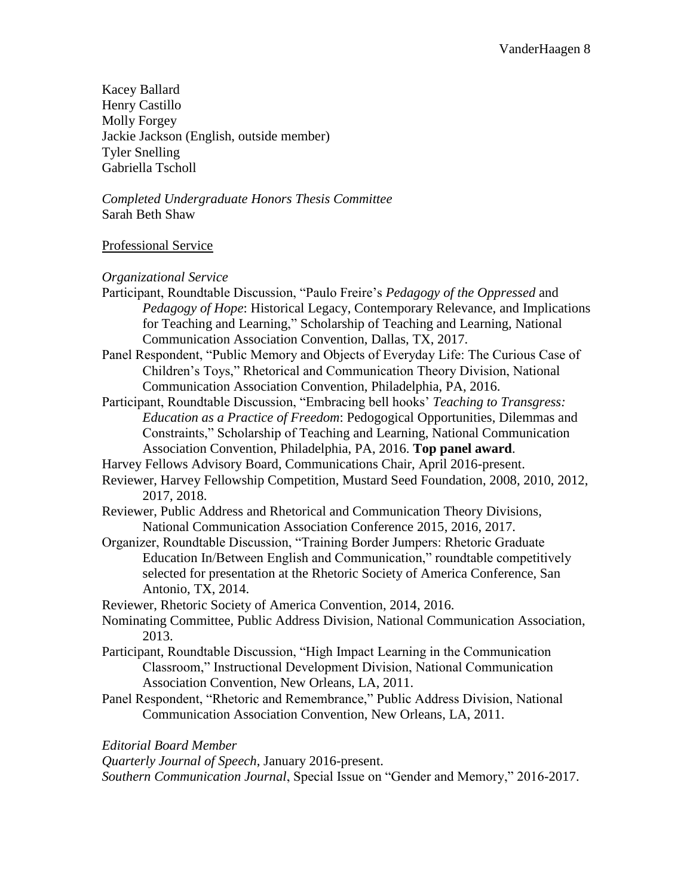Kacey Ballard
Henry Castillo
Molly Forgey
Jackie Jackson (English, outside member)
Tyler Snelling
Gabriella Tscholl

*Completed Undergraduate Honors Thesis Committee*
Sarah Beth Shaw

## Professional Service

*Organizational Service*

Participant, Roundtable Discussion, "Paulo Freire's *Pedagogy of the Oppressed* and *Pedagogy of Hope*: Historical Legacy, Contemporary Relevance, and Implications for Teaching and Learning," Scholarship of Teaching and Learning, National Communication Association Convention, Dallas, TX, 2017.

Panel Respondent, "Public Memory and Objects of Everyday Life: The Curious Case of Children's Toys," Rhetorical and Communication Theory Division, National Communication Association Convention, Philadelphia, PA, 2016.

Participant, Roundtable Discussion, "Embracing bell hooks' *Teaching to Transgress: Education as a Practice of Freedom*: Pedogogical Opportunities, Dilemmas and Constraints," Scholarship of Teaching and Learning, National Communication Association Convention, Philadelphia, PA, 2016. **Top panel award**.

Harvey Fellows Advisory Board, Communications Chair, April 2016-present.

Reviewer, Harvey Fellowship Competition, Mustard Seed Foundation, 2008, 2010, 2012, 2017, 2018.

Reviewer, Public Address and Rhetorical and Communication Theory Divisions, National Communication Association Conference 2015, 2016, 2017.

Organizer, Roundtable Discussion, "Training Border Jumpers: Rhetoric Graduate Education In/Between English and Communication," roundtable competitively selected for presentation at the Rhetoric Society of America Conference, San Antonio, TX, 2014.

Reviewer, Rhetoric Society of America Convention, 2014, 2016.

Nominating Committee, Public Address Division, National Communication Association, 2013.

Participant, Roundtable Discussion, "High Impact Learning in the Communication Classroom," Instructional Development Division, National Communication Association Convention, New Orleans, LA, 2011.

Panel Respondent, "Rhetoric and Remembrance," Public Address Division, National Communication Association Convention, New Orleans, LA, 2011.

*Editorial Board Member*

*Quarterly Journal of Speech*, January 2016-present.

*Southern Communication Journal*, Special Issue on "Gender and Memory," 2016-2017.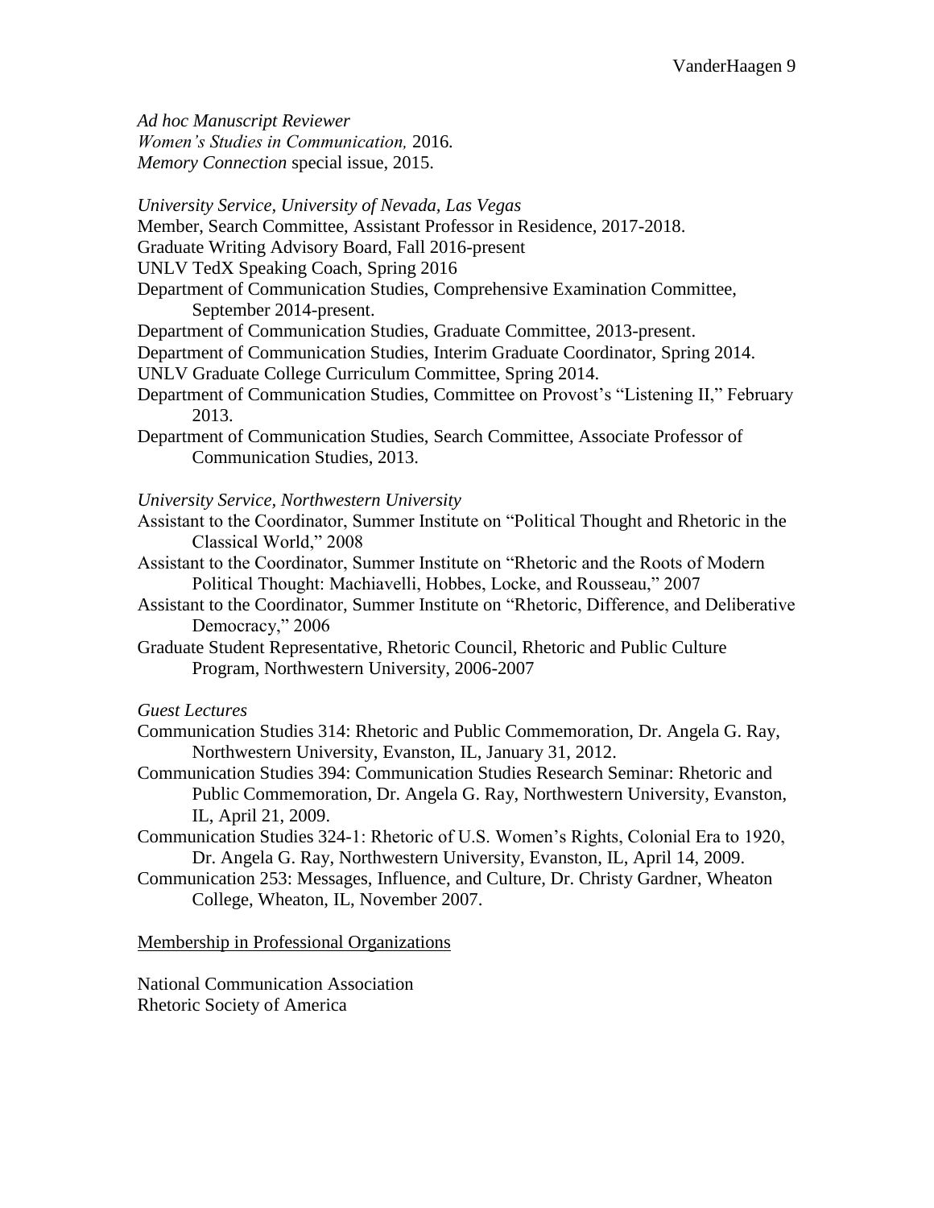*Ad hoc Manuscript Reviewer*
*Women's Studies in Communication,* 2016.
*Memory Connection* special issue, 2015.

*University Service, University of Nevada, Las Vegas*

Member, Search Committee, Assistant Professor in Residence, 2017-2018.
Graduate Writing Advisory Board, Fall 2016-present
UNLV TedX Speaking Coach, Spring 2016
Department of Communication Studies, Comprehensive Examination Committee, September 2014-present.
Department of Communication Studies, Graduate Committee, 2013-present.
Department of Communication Studies, Interim Graduate Coordinator, Spring 2014.
UNLV Graduate College Curriculum Committee, Spring 2014.
Department of Communication Studies, Committee on Provost's "Listening II," February 2013.
Department of Communication Studies, Search Committee, Associate Professor of Communication Studies, 2013.

*University Service, Northwestern University*

Assistant to the Coordinator, Summer Institute on "Political Thought and Rhetoric in the Classical World," 2008
Assistant to the Coordinator, Summer Institute on "Rhetoric and the Roots of Modern Political Thought: Machiavelli, Hobbes, Locke, and Rousseau," 2007
Assistant to the Coordinator, Summer Institute on "Rhetoric, Difference, and Deliberative Democracy," 2006
Graduate Student Representative, Rhetoric Council, Rhetoric and Public Culture Program, Northwestern University, 2006-2007

*Guest Lectures*

Communication Studies 314: Rhetoric and Public Commemoration, Dr. Angela G. Ray, Northwestern University, Evanston, IL, January 31, 2012.
Communication Studies 394: Communication Studies Research Seminar: Rhetoric and Public Commemoration, Dr. Angela G. Ray, Northwestern University, Evanston, IL, April 21, 2009.
Communication Studies 324-1: Rhetoric of U.S. Women's Rights, Colonial Era to 1920, Dr. Angela G. Ray, Northwestern University, Evanston, IL, April 14, 2009.
Communication 253: Messages, Influence, and Culture, Dr. Christy Gardner, Wheaton College, Wheaton, IL, November 2007.

## Membership in Professional Organizations

National Communication Association
Rhetoric Society of America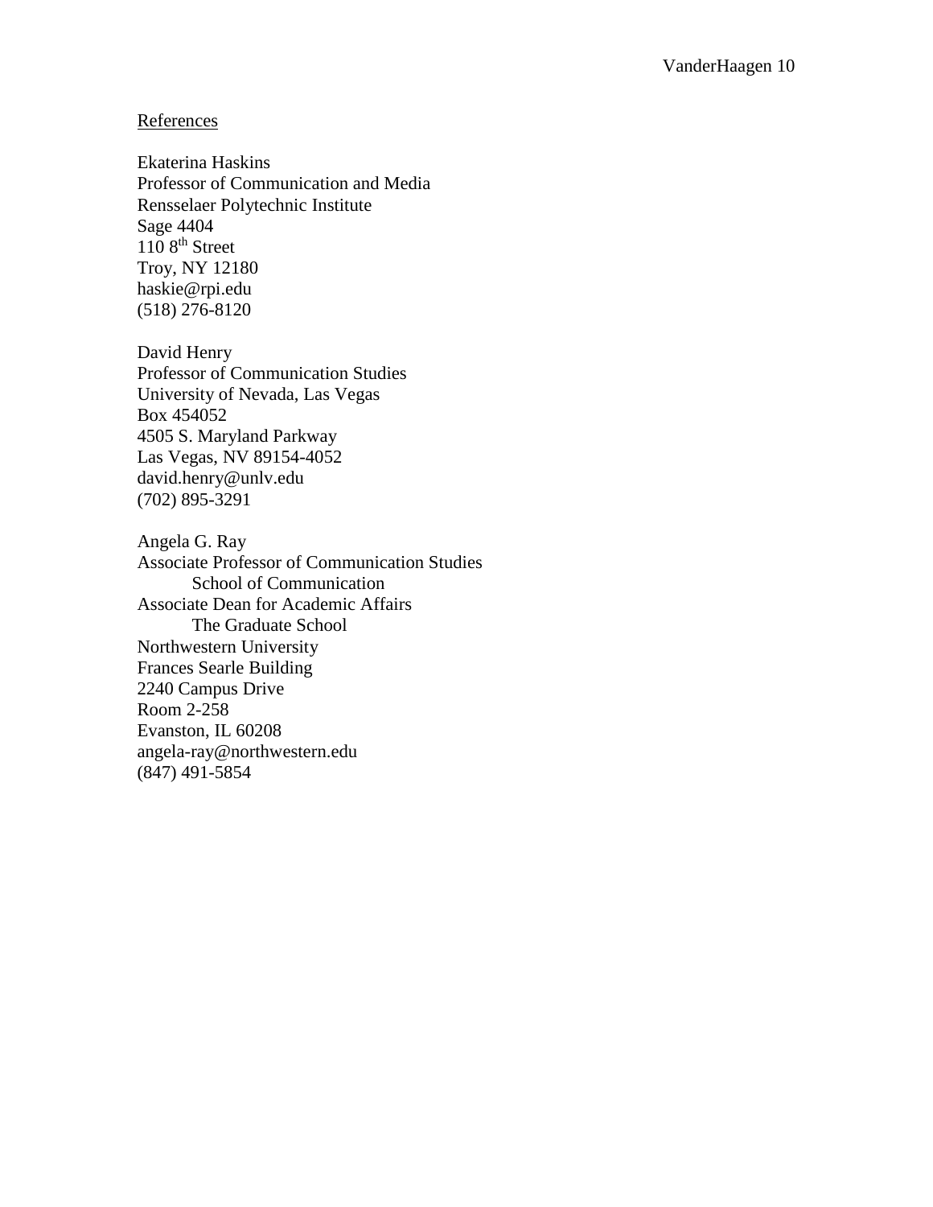References

Ekaterina Haskins
Professor of Communication and Media
Rensselaer Polytechnic Institute
Sage 4404
110 8th Street
Troy, NY 12180
haskie@rpi.edu
(518) 276-8120

David Henry
Professor of Communication Studies
University of Nevada, Las Vegas
Box 454052
4505 S. Maryland Parkway
Las Vegas, NV 89154-4052
david.henry@unlv.edu
(702) 895-3291

Angela G. Ray
Associate Professor of Communication Studies
    School of Communication
Associate Dean for Academic Affairs
    The Graduate School
Northwestern University
Frances Searle Building
2240 Campus Drive
Room 2-258
Evanston, IL 60208
angela-ray@northwestern.edu
(847) 491-5854